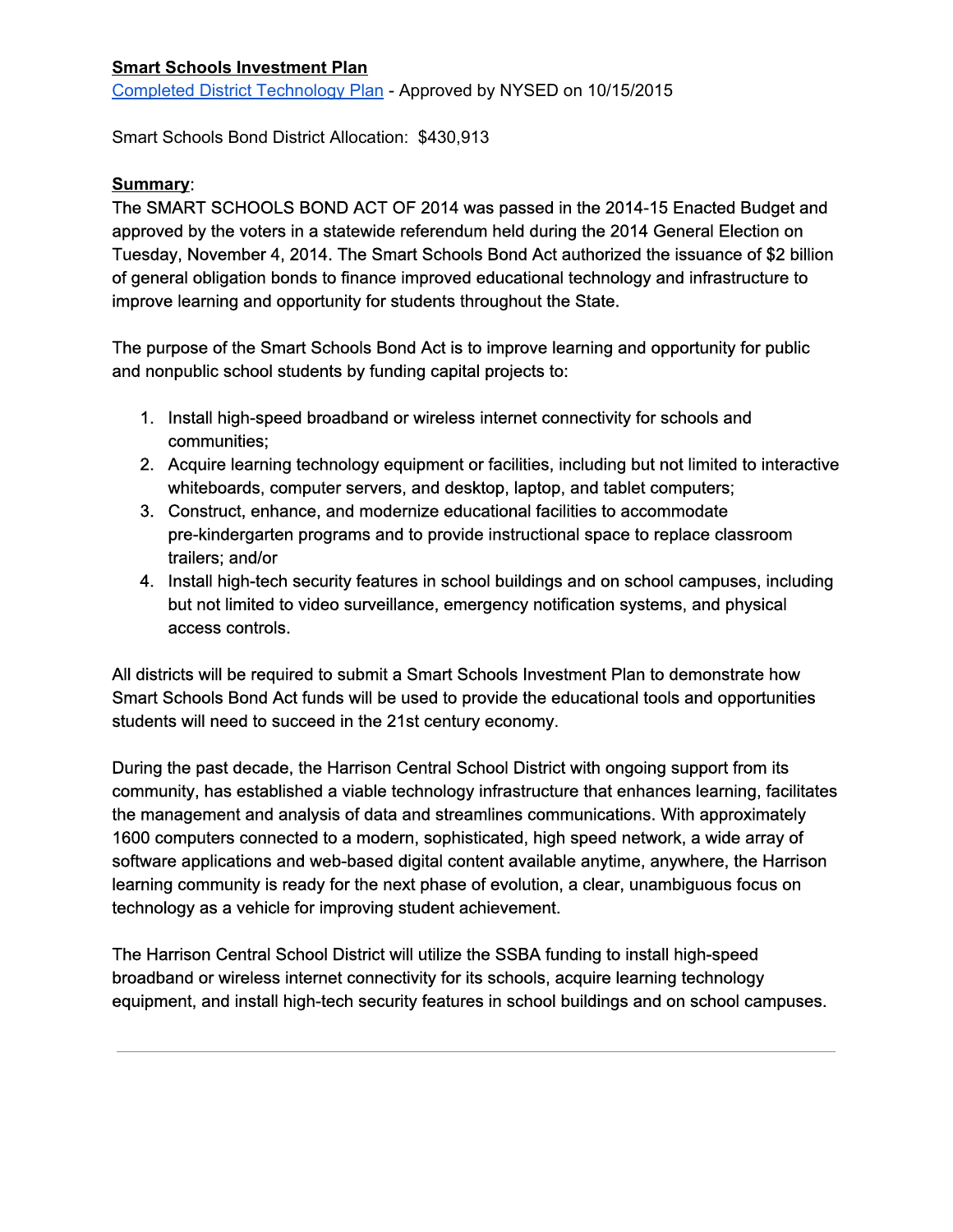**Smart Schools Investment Plan**

[Completed District Technology Plan](#) - Approved by NYSED on 10/15/2015

Smart Schools Bond District Allocation: $430,913

**Summary**:

The SMART SCHOOLS BOND ACT OF 2014 was passed in the 2014-15 Enacted Budget and approved by the voters in a statewide referendum held during the 2014 General Election on Tuesday, November 4, 2014. The Smart Schools Bond Act authorized the issuance of $2 billion of general obligation bonds to finance improved educational technology and infrastructure to improve learning and opportunity for students throughout the State.

The purpose of the Smart Schools Bond Act is to improve learning and opportunity for public and nonpublic school students by funding capital projects to:

1. Install high-speed broadband or wireless internet connectivity for schools and communities;
2. Acquire learning technology equipment or facilities, including but not limited to interactive whiteboards, computer servers, and desktop, laptop, and tablet computers;
3. Construct, enhance, and modernize educational facilities to accommodate pre-kindergarten programs and to provide instructional space to replace classroom trailers; and/or
4. Install high-tech security features in school buildings and on school campuses, including but not limited to video surveillance, emergency notification systems, and physical access controls.

All districts will be required to submit a Smart Schools Investment Plan to demonstrate how Smart Schools Bond Act funds will be used to provide the educational tools and opportunities students will need to succeed in the 21st century economy.

During the past decade, the Harrison Central School District with ongoing support from its community, has established a viable technology infrastructure that enhances learning, facilitates the management and analysis of data and streamlines communications. With approximately 1600 computers connected to a modern, sophisticated, high speed network, a wide array of software applications and web-based digital content available anytime, anywhere, the Harrison learning community is ready for the next phase of evolution, a clear, unambiguous focus on technology as a vehicle for improving student achievement.

The Harrison Central School District will utilize the SSBA funding to install high-speed broadband or wireless internet connectivity for its schools, acquire learning technology equipment, and install high-tech security features in school buildings and on school campuses.

---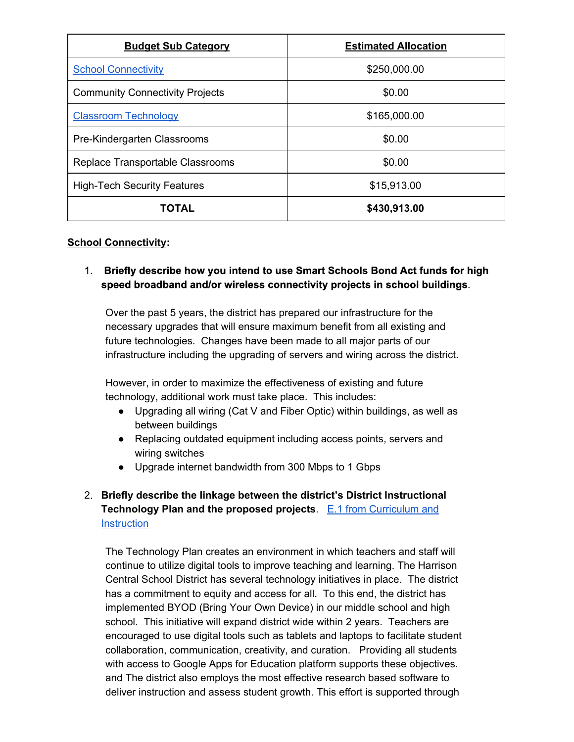| Budget Sub Category | Estimated Allocation |
| --- | --- |
| School Connectivity | $250,000.00 |
| Community Connectivity Projects | $0.00 |
| Classroom Technology | $165,000.00 |
| Pre-Kindergarten Classrooms | $0.00 |
| Replace Transportable Classrooms | $0.00 |
| High-Tech Security Features | $15,913.00 |
| **TOTAL** | **$430,913.00** |

**School Connectivity:**

1. **Briefly describe how you intend to use Smart Schools Bond Act funds for high speed broadband and/or wireless connectivity projects in school buildings**.

   Over the past 5 years, the district has prepared our infrastructure for the necessary upgrades that will ensure maximum benefit from all existing and future technologies. Changes have been made to all major parts of our infrastructure including the upgrading of servers and wiring across the district.

   However, in order to maximize the effectiveness of existing and future technology, additional work must take place. This includes:
   - Upgrading all wiring (Cat V and Fiber Optic) within buildings, as well as between buildings
   - Replacing outdated equipment including access points, servers and wiring switches
   - Upgrade internet bandwidth from 300 Mbps to 1 Gbps

2. **Briefly describe the linkage between the district's District Instructional Technology Plan and the proposed projects**. E.1 from Curriculum and Instruction

   The Technology Plan creates an environment in which teachers and staff will continue to utilize digital tools to improve teaching and learning. The Harrison Central School District has several technology initiatives in place. The district has a commitment to equity and access for all. To this end, the district has implemented BYOD (Bring Your Own Device) in our middle school and high school. This initiative will expand district wide within 2 years. Teachers are encouraged to use digital tools such as tablets and laptops to facilitate student collaboration, communication, creativity, and curation. Providing all students with access to Google Apps for Education platform supports these objectives. and The district also employs the most effective research based software to deliver instruction and assess student growth. This effort is supported through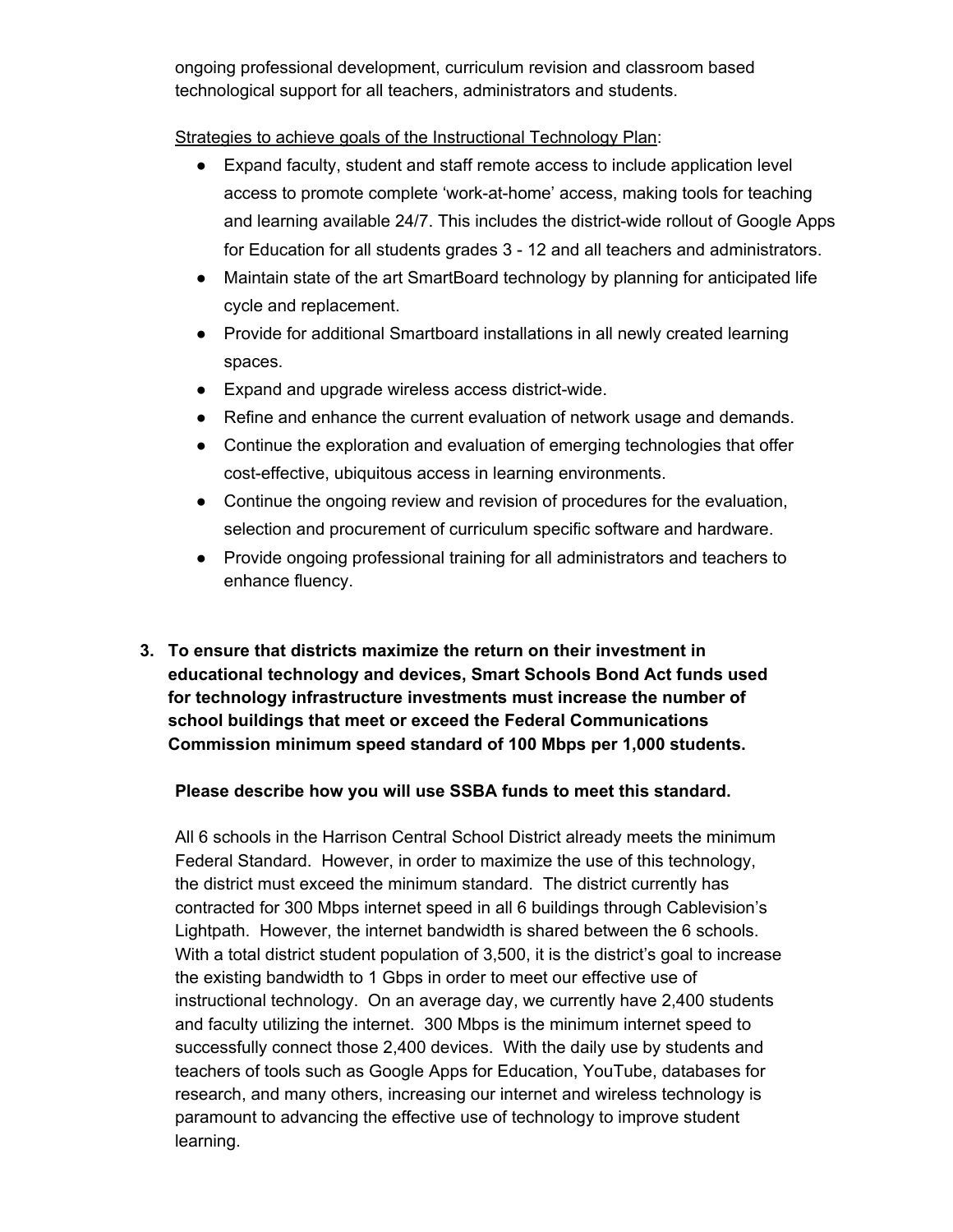ongoing professional development, curriculum revision and classroom based technological support for all teachers, administrators and students.

Strategies to achieve goals of the Instructional Technology Plan:

- Expand faculty, student and staff remote access to include application level access to promote complete 'work-at-home' access, making tools for teaching and learning available 24/7. This includes the district-wide rollout of Google Apps for Education for all students grades 3 - 12 and all teachers and administrators.
- Maintain state of the art SmartBoard technology by planning for anticipated life cycle and replacement.
- Provide for additional Smartboard installations in all newly created learning spaces.
- Expand and upgrade wireless access district-wide.
- Refine and enhance the current evaluation of network usage and demands.
- Continue the exploration and evaluation of emerging technologies that offer cost-effective, ubiquitous access in learning environments.
- Continue the ongoing review and revision of procedures for the evaluation, selection and procurement of curriculum specific software and hardware.
- Provide ongoing professional training for all administrators and teachers to enhance fluency.

3. **To ensure that districts maximize the return on their investment in educational technology and devices, Smart Schools Bond Act funds used for technology infrastructure investments must increase the number of school buildings that meet or exceed the Federal Communications Commission minimum speed standard of 100 Mbps per 1,000 students.**

   **Please describe how you will use SSBA funds to meet this standard.**

   All 6 schools in the Harrison Central School District already meets the minimum Federal Standard. However, in order to maximize the use of this technology, the district must exceed the minimum standard. The district currently has contracted for 300 Mbps internet speed in all 6 buildings through Cablevision's Lightpath. However, the internet bandwidth is shared between the 6 schools. With a total district student population of 3,500, it is the district's goal to increase the existing bandwidth to 1 Gbps in order to meet our effective use of instructional technology. On an average day, we currently have 2,400 students and faculty utilizing the internet. 300 Mbps is the minimum internet speed to successfully connect those 2,400 devices. With the daily use by students and teachers of tools such as Google Apps for Education, YouTube, databases for research, and many others, increasing our internet and wireless technology is paramount to advancing the effective use of technology to improve student learning.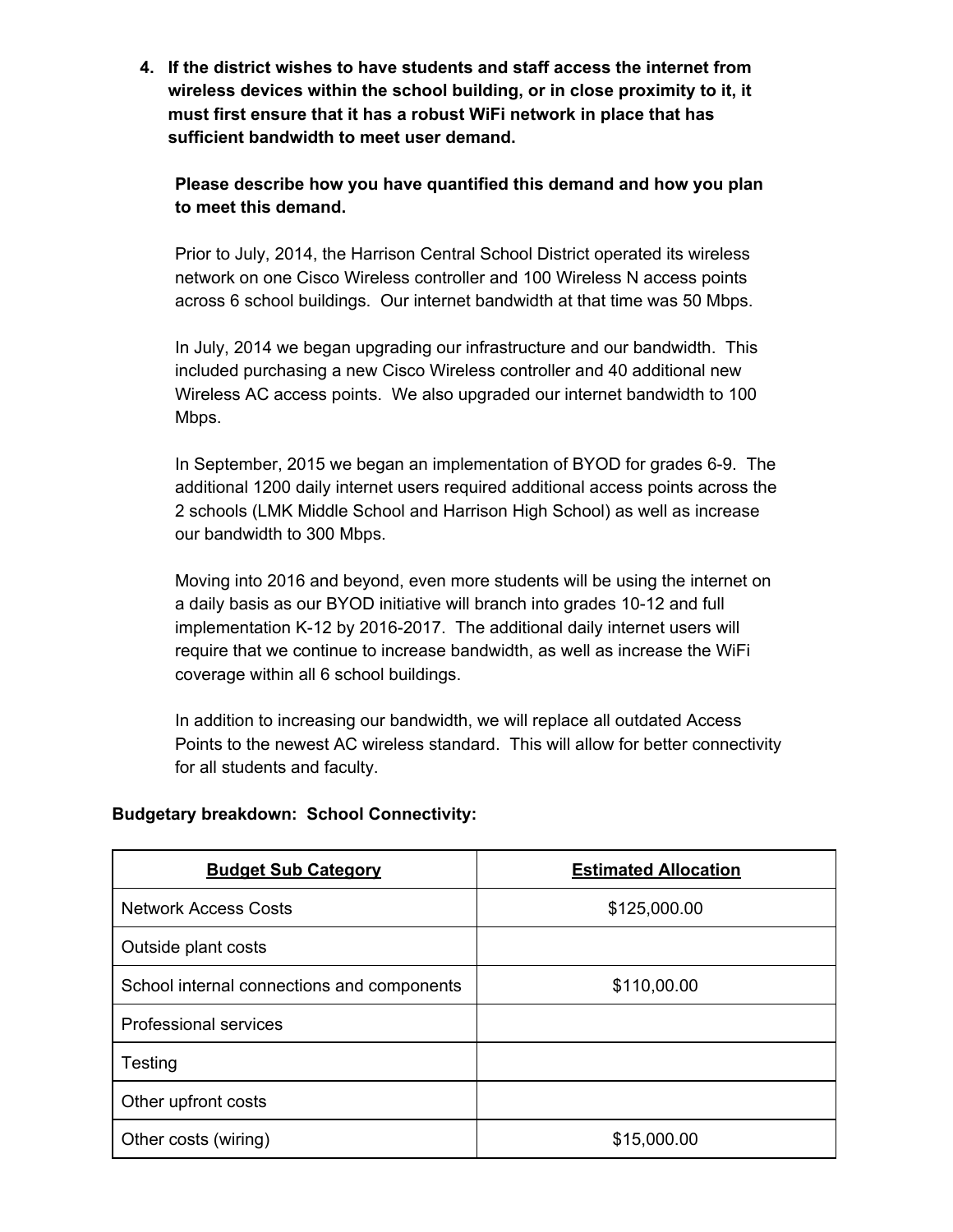4. **If the district wishes to have students and staff access the internet from wireless devices within the school building, or in close proximity to it, it must first ensure that it has a robust WiFi network in place that has sufficient bandwidth to meet user demand.**

   **Please describe how you have quantified this demand and how you plan to meet this demand.**

   Prior to July, 2014, the Harrison Central School District operated its wireless network on one Cisco Wireless controller and 100 Wireless N access points across 6 school buildings. Our internet bandwidth at that time was 50 Mbps.

   In July, 2014 we began upgrading our infrastructure and our bandwidth. This included purchasing a new Cisco Wireless controller and 40 additional new Wireless AC access points. We also upgraded our internet bandwidth to 100 Mbps.

   In September, 2015 we began an implementation of BYOD for grades 6-9. The additional 1200 daily internet users required additional access points across the 2 schools (LMK Middle School and Harrison High School) as well as increase our bandwidth to 300 Mbps.

   Moving into 2016 and beyond, even more students will be using the internet on a daily basis as our BYOD initiative will branch into grades 10-12 and full implementation K-12 by 2016-2017. The additional daily internet users will require that we continue to increase bandwidth, as well as increase the WiFi coverage within all 6 school buildings.

   In addition to increasing our bandwidth, we will replace all outdated Access Points to the newest AC wireless standard. This will allow for better connectivity for all students and faculty.

**Budgetary breakdown: School Connectivity:**

| **Budget Sub Category** | **Estimated Allocation** |
|---|---|
| Network Access Costs | $125,000.00 |
| Outside plant costs | |
| School internal connections and components | $110,00.00 |
| Professional services | |
| Testing | |
| Other upfront costs | |
| Other costs (wiring) | $15,000.00 |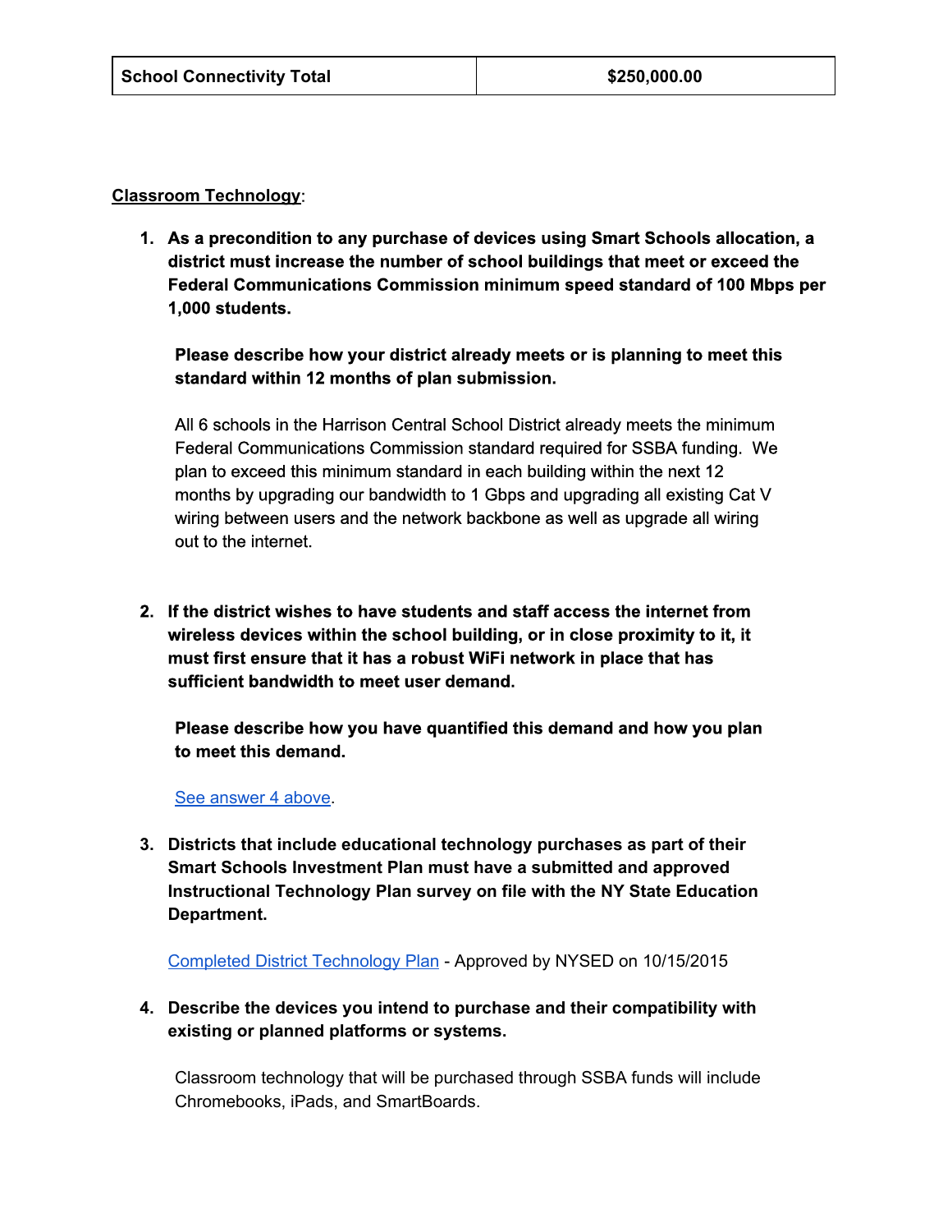| | |
|---|---|
| **School Connectivity Total** | **$250,000.00** |

**Classroom Technology**:

1. **As a precondition to any purchase of devices using Smart Schools allocation, a district must increase the number of school buildings that meet or exceed the Federal Communications Commission minimum speed standard of 100 Mbps per 1,000 students.**

   **Please describe how your district already meets or is planning to meet this standard within 12 months of plan submission.**

   All 6 schools in the Harrison Central School District already meets the minimum Federal Communications Commission standard required for SSBA funding. We plan to exceed this minimum standard in each building within the next 12 months by upgrading our bandwidth to 1 Gbps and upgrading all existing Cat V wiring between users and the network backbone as well as upgrade all wiring out to the internet.

2. **If the district wishes to have students and staff access the internet from wireless devices within the school building, or in close proximity to it, it must first ensure that it has a robust WiFi network in place that has sufficient bandwidth to meet user demand.**

   **Please describe how you have quantified this demand and how you plan to meet this demand.**

   See answer 4 above.

3. **Districts that include educational technology purchases as part of their Smart Schools Investment Plan must have a submitted and approved Instructional Technology Plan survey on file with the NY State Education Department.**

   Completed District Technology Plan - Approved by NYSED on 10/15/2015

4. **Describe the devices you intend to purchase and their compatibility with existing or planned platforms or systems.**

   Classroom technology that will be purchased through SSBA funds will include Chromebooks, iPads, and SmartBoards.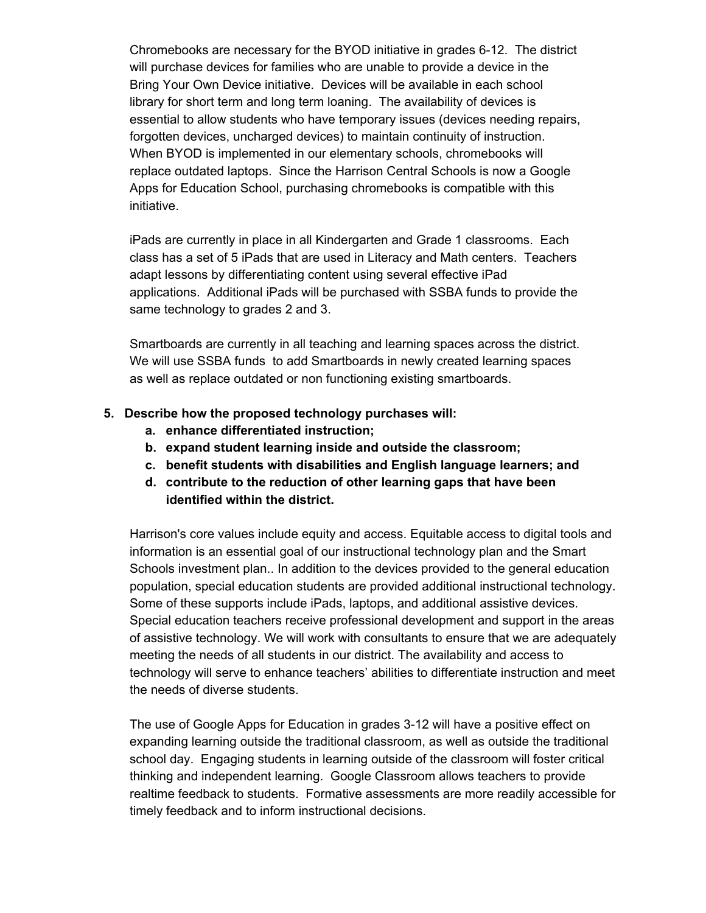Chromebooks are necessary for the BYOD initiative in grades 6-12. The district will purchase devices for families who are unable to provide a device in the Bring Your Own Device initiative. Devices will be available in each school library for short term and long term loaning. The availability of devices is essential to allow students who have temporary issues (devices needing repairs, forgotten devices, uncharged devices) to maintain continuity of instruction. When BYOD is implemented in our elementary schools, chromebooks will replace outdated laptops. Since the Harrison Central Schools is now a Google Apps for Education School, purchasing chromebooks is compatible with this initiative.

iPads are currently in place in all Kindergarten and Grade 1 classrooms. Each class has a set of 5 iPads that are used in Literacy and Math centers. Teachers adapt lessons by differentiating content using several effective iPad applications. Additional iPads will be purchased with SSBA funds to provide the same technology to grades 2 and 3.

Smartboards are currently in all teaching and learning spaces across the district. We will use SSBA funds to add Smartboards in newly created learning spaces as well as replace outdated or non functioning existing smartboards.

5. **Describe how the proposed technology purchases will:**
   a. **enhance differentiated instruction;**
   b. **expand student learning inside and outside the classroom;**
   c. **benefit students with disabilities and English language learners; and**
   d. **contribute to the reduction of other learning gaps that have been identified within the district.**

Harrison's core values include equity and access. Equitable access to digital tools and information is an essential goal of our instructional technology plan and the Smart Schools investment plan.. In addition to the devices provided to the general education population, special education students are provided additional instructional technology. Some of these supports include iPads, laptops, and additional assistive devices. Special education teachers receive professional development and support in the areas of assistive technology. We will work with consultants to ensure that we are adequately meeting the needs of all students in our district. The availability and access to technology will serve to enhance teachers' abilities to differentiate instruction and meet the needs of diverse students.

The use of Google Apps for Education in grades 3-12 will have a positive effect on expanding learning outside the traditional classroom, as well as outside the traditional school day. Engaging students in learning outside of the classroom will foster critical thinking and independent learning. Google Classroom allows teachers to provide realtime feedback to students. Formative assessments are more readily accessible for timely feedback and to inform instructional decisions.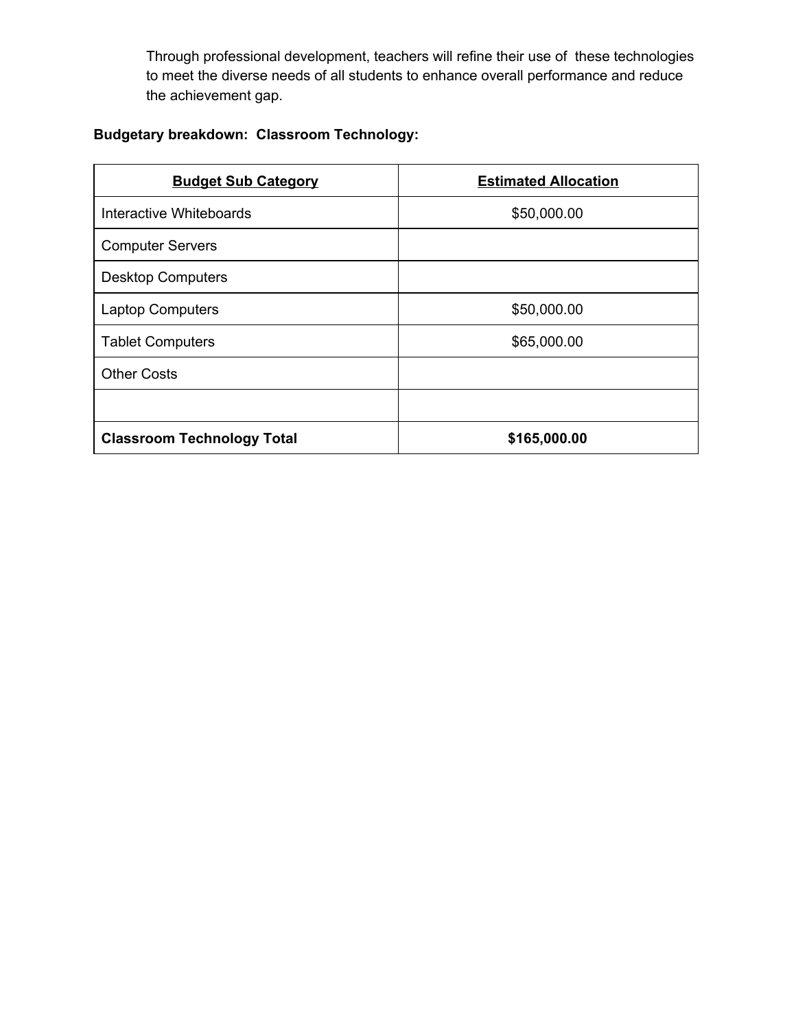Through professional development, teachers will refine their use of these technologies to meet the diverse needs of all students to enhance overall performance and reduce the achievement gap.

**Budgetary breakdown: Classroom Technology:**

| **Budget Sub Category** | **Estimated Allocation** |
|---|---|
| Interactive Whiteboards | $50,000.00 |
| Computer Servers | |
| Desktop Computers | |
| Laptop Computers | $50,000.00 |
| Tablet Computers | $65,000.00 |
| Other Costs | |
| | |
| **Classroom Technology Total** | **$165,000.00** |